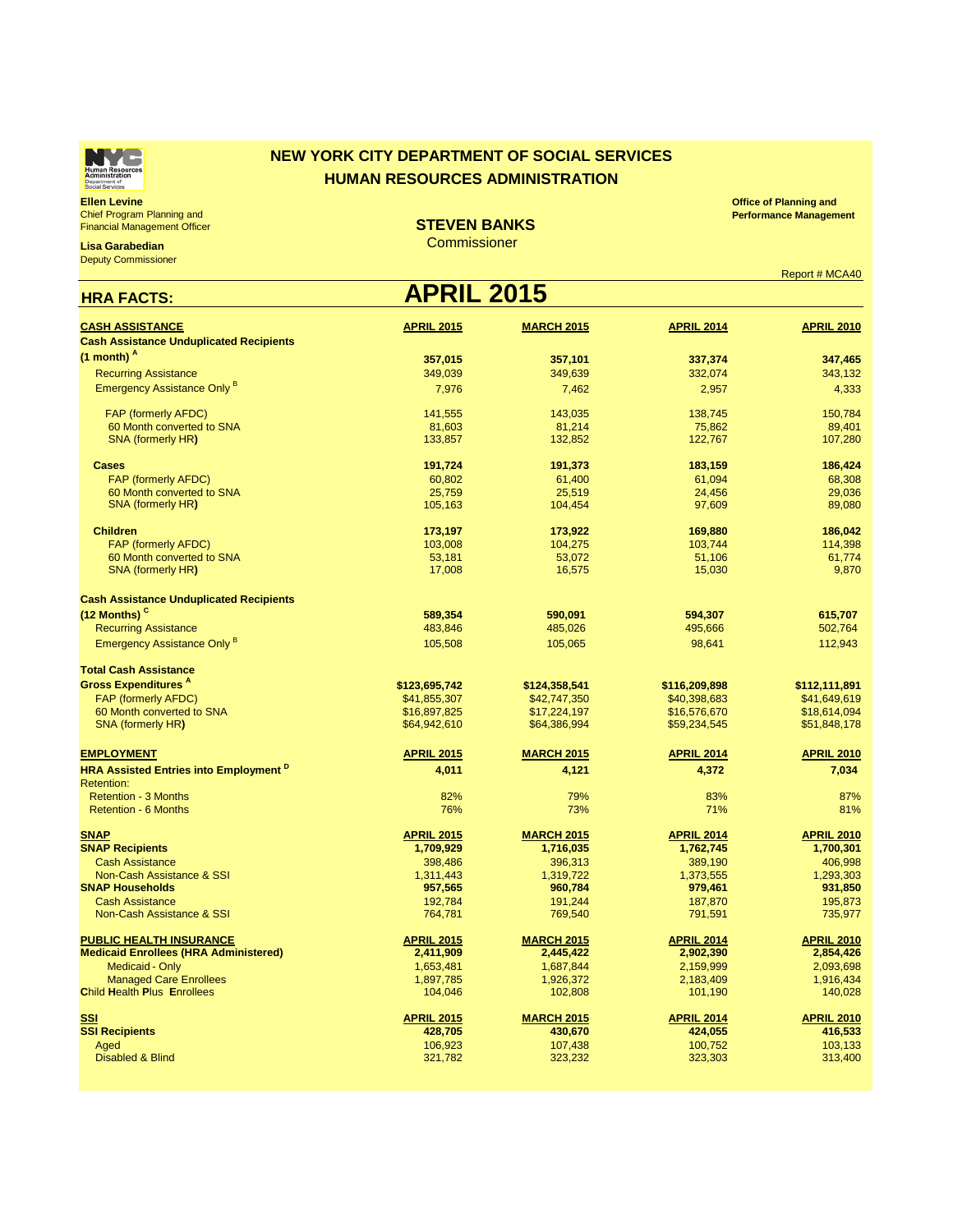# NEW YORK CITY DEPARTMENT OF SOCIAL SERVICES
## HUMAN RESOURCES ADMINISTRATION

**Ellen Levine**
Chief Program Planning and
Financial Management Officer

**Lisa Garabedian**
Deputy Commissioner

**STEVEN BANKS**
Commissioner

**Office of Planning and Performance Management**

Report # MCA40

## HRA FACTS: APRIL 2015

| CASH ASSISTANCE | APRIL 2015 | MARCH 2015 | APRIL 2014 | APRIL 2010 |
|---|---|---|---|---|
| **Cash Assistance Unduplicated Recipients (1 month)** [A] | **357,015** | **357,101** | **337,374** | **347,465** |
| Recurring Assistance | 349,039 | 349,639 | 332,074 | 343,132 |
| Emergency Assistance Only [B] | 7,976 | 7,462 | 2,957 | 4,333 |
| FAP (formerly AFDC) | 141,555 | 143,035 | 138,745 | 150,784 |
| 60 Month converted to SNA | 81,603 | 81,214 | 75,862 | 89,401 |
| SNA (formerly HR) | 133,857 | 132,852 | 122,767 | 107,280 |
| **Cases** | **191,724** | **191,373** | **183,159** | **186,424** |
| FAP (formerly AFDC) | 60,802 | 61,400 | 61,094 | 68,308 |
| 60 Month converted to SNA | 25,759 | 25,519 | 24,456 | 29,036 |
| SNA (formerly HR) | 105,163 | 104,454 | 97,609 | 89,080 |
| **Children** | **173,197** | **173,922** | **169,880** | **186,042** |
| FAP (formerly AFDC) | 103,008 | 104,275 | 103,744 | 114,398 |
| 60 Month converted to SNA | 53,181 | 53,072 | 51,106 | 61,774 |
| SNA (formerly HR) | 17,008 | 16,575 | 15,030 | 9,870 |
| **Cash Assistance Unduplicated Recipients (12 Months)** [C] | **589,354** | **590,091** | **594,307** | **615,707** |
| Recurring Assistance | 483,846 | 485,026 | 495,666 | 502,764 |
| Emergency Assistance Only [B] | 105,508 | 105,065 | 98,641 | 112,943 |
| **Total Cash Assistance Gross Expenditures** [A] | **$123,695,742** | **$124,358,541** | **$116,209,898** | **$112,111,891** |
| FAP (formerly AFDC) | $41,855,307 | $42,747,350 | $40,398,683 | $41,649,619 |
| 60 Month converted to SNA | $16,897,825 | $17,224,197 | $16,576,670 | $18,614,094 |
| SNA (formerly HR) | $64,942,610 | $64,386,994 | $59,234,545 | $51,848,178 |

| EMPLOYMENT | APRIL 2015 | MARCH 2015 | APRIL 2014 | APRIL 2010 |
|---|---|---|---|---|
| **HRA Assisted Entries into Employment** [D] | **4,011** | **4,121** | **4,372** | **7,034** |
| Retention: | | | | |
| Retention - 3 Months | 82% | 79% | 83% | 87% |
| Retention - 6 Months | 76% | 73% | 71% | 81% |

| SNAP | APRIL 2015 | MARCH 2015 | APRIL 2014 | APRIL 2010 |
|---|---|---|---|---|
| **SNAP Recipients** | **1,709,929** | **1,716,035** | **1,762,745** | **1,700,301** |
| Cash Assistance | 398,486 | 396,313 | 389,190 | 406,998 |
| Non-Cash Assistance & SSI | 1,311,443 | 1,319,722 | 1,373,555 | 1,293,303 |
| **SNAP Households** | **957,565** | **960,784** | **979,461** | **931,850** |
| Cash Assistance | 192,784 | 191,244 | 187,870 | 195,873 |
| Non-Cash Assistance & SSI | 764,781 | 769,540 | 791,591 | 735,977 |

| PUBLIC HEALTH INSURANCE | APRIL 2015 | MARCH 2015 | APRIL 2014 | APRIL 2010 |
|---|---|---|---|---|
| **Medicaid Enrollees (HRA Administered)** | **2,411,909** | **2,445,422** | **2,902,390** | **2,854,426** |
| Medicaid - Only | 1,653,481 | 1,687,844 | 2,159,999 | 2,093,698 |
| Managed Care Enrollees | 1,897,785 | 1,926,372 | 2,183,409 | 1,916,434 |
| **C**hild **H**ealth **P**lus **E**nrollees | 104,046 | 102,808 | 101,190 | 140,028 |

| SSI | APRIL 2015 | MARCH 2015 | APRIL 2014 | APRIL 2010 |
|---|---|---|---|---|
| **SSI Recipients** | **428,705** | **430,670** | **424,055** | **416,533** |
| Aged | 106,923 | 107,438 | 100,752 | 103,133 |
| Disabled & Blind | 321,782 | 323,232 | 323,303 | 313,400 |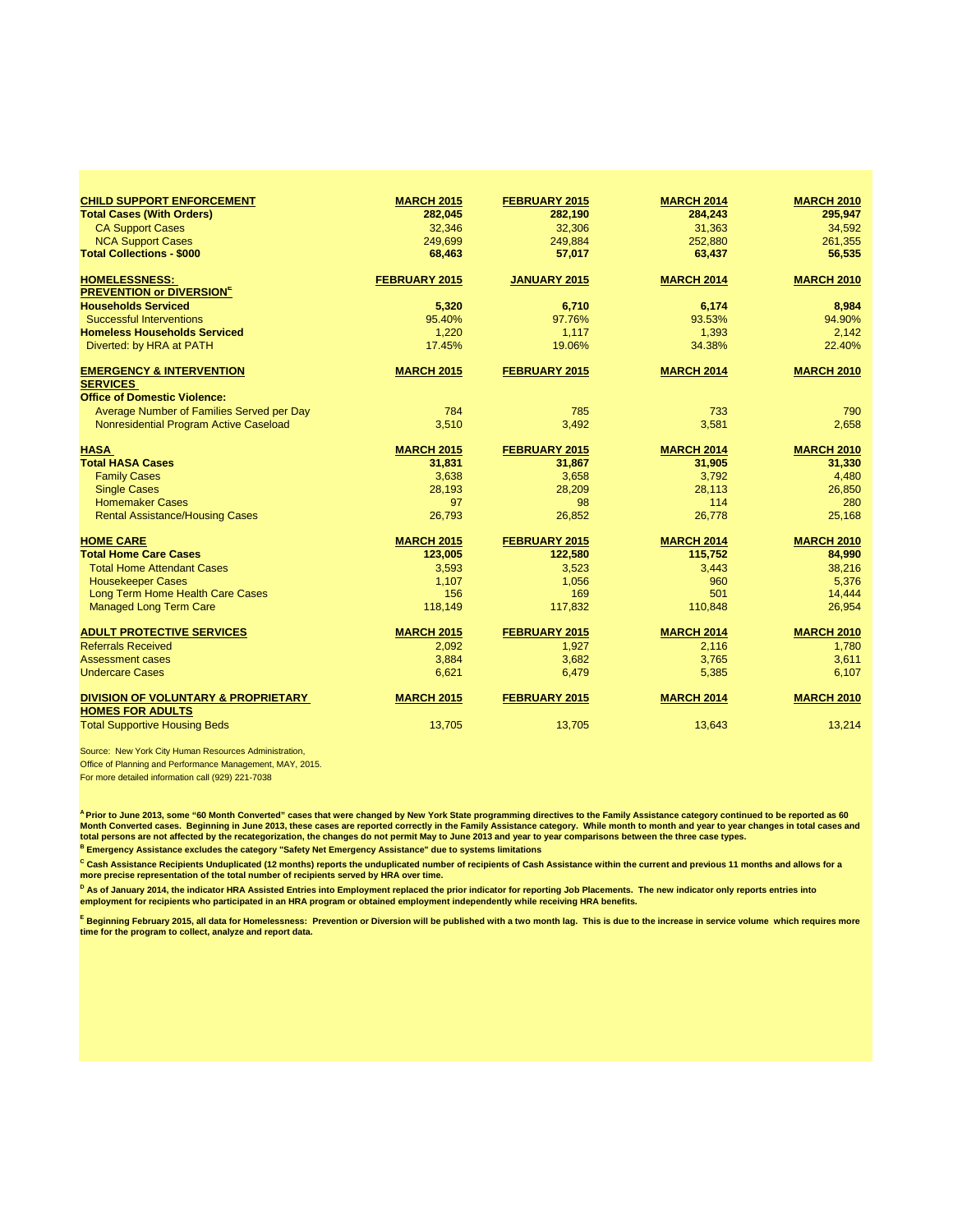| CHILD SUPPORT ENFORCEMENT | MARCH 2015 | FEBRUARY 2015 | MARCH 2014 | MARCH 2010 |
|---|---|---|---|---|
| **Total Cases (With Orders)** | **282,045** | **282,190** | **284,243** | **295,947** |
| CA Support Cases | 32,346 | 32,306 | 31,363 | 34,592 |
| NCA Support Cases | 249,699 | 249,884 | 252,880 | 261,355 |
| **Total Collections - $000** | **68,463** | **57,017** | **63,437** | **56,535** |

| HOMELESSNESS: PREVENTION or DIVERSION[E] | FEBRUARY 2015 | JANUARY 2015 | MARCH 2014 | MARCH 2010 |
|---|---|---|---|---|
| **Households Serviced** | **5,320** | **6,710** | **6,174** | **8,984** |
| Successful Interventions | 95.40% | 97.76% | 93.53% | 94.90% |
| **Homeless Households Serviced** | 1,220 | 1,117 | 1,393 | 2,142 |
| Diverted: by HRA at PATH | 17.45% | 19.06% | 34.38% | 22.40% |

| EMERGENCY & INTERVENTION SERVICES | MARCH 2015 | FEBRUARY 2015 | MARCH 2014 | MARCH 2010 |
|---|---|---|---|---|
| **Office of Domestic Violence:** | | | | |
| Average Number of Families Served per Day | 784 | 785 | 733 | 790 |
| Nonresidential Program Active Caseload | 3,510 | 3,492 | 3,581 | 2,658 |

| HASA | MARCH 2015 | FEBRUARY 2015 | MARCH 2014 | MARCH 2010 |
|---|---|---|---|---|
| **Total HASA Cases** | **31,831** | **31,867** | **31,905** | **31,330** |
| Family Cases | 3,638 | 3,658 | 3,792 | 4,480 |
| Single Cases | 28,193 | 28,209 | 28,113 | 26,850 |
| Homemaker Cases | 97 | 98 | 114 | 280 |
| Rental Assistance/Housing Cases | 26,793 | 26,852 | 26,778 | 25,168 |

| HOME CARE | MARCH 2015 | FEBRUARY 2015 | MARCH 2014 | MARCH 2010 |
|---|---|---|---|---|
| **Total Home Care Cases** | **123,005** | **122,580** | **115,752** | **84,990** |
| Total Home Attendant Cases | 3,593 | 3,523 | 3,443 | 38,216 |
| Housekeeper Cases | 1,107 | 1,056 | 960 | 5,376 |
| Long Term Home Health Care Cases | 156 | 169 | 501 | 14,444 |
| Managed Long Term Care | 118,149 | 117,832 | 110,848 | 26,954 |

| ADULT PROTECTIVE SERVICES | MARCH 2015 | FEBRUARY 2015 | MARCH 2014 | MARCH 2010 |
|---|---|---|---|---|
| Referrals Received | 2,092 | 1,927 | 2,116 | 1,780 |
| Assessment cases | 3,884 | 3,682 | 3,765 | 3,611 |
| Undercare Cases | 6,621 | 6,479 | 5,385 | 6,107 |

| DIVISION OF VOLUNTARY & PROPRIETARY HOMES FOR ADULTS | MARCH 2015 | FEBRUARY 2015 | MARCH 2014 | MARCH 2010 |
|---|---|---|---|---|
| Total Supportive Housing Beds | 13,705 | 13,705 | 13,643 | 13,214 |

Source: New York City Human Resources Administration,
Office of Planning and Performance Management, MAY, 2015.
For more detailed information call (929) 221-7038

**[A] Prior to June 2013, some "60 Month Converted" cases that were changed by New York State programming directives to the Family Assistance category continued to be reported as 60 Month Converted cases. Beginning in June 2013, these cases are reported correctly in the Family Assistance category. While month to month and year to year changes in total cases and total persons are not affected by the recategorization, the changes do not permit May to June 2013 and year to year comparisons between the three case types.**

**[B] Emergency Assistance excludes the category "Safety Net Emergency Assistance" due to systems limitations**

**[C] Cash Assistance Recipients Unduplicated (12 months) reports the unduplicated number of recipients of Cash Assistance within the current and previous 11 months and allows for a more precise representation of the total number of recipients served by HRA over time.**

**[D] As of January 2014, the indicator HRA Assisted Entries into Employment replaced the prior indicator for reporting Job Placements. The new indicator only reports entries into employment for recipients who participated in an HRA program or obtained employment independently while receiving HRA benefits.**

**[E] Beginning February 2015, all data for Homelessness: Prevention or Diversion will be published with a two month lag. This is due to the increase in service volume which requires more time for the program to collect, analyze and report data.**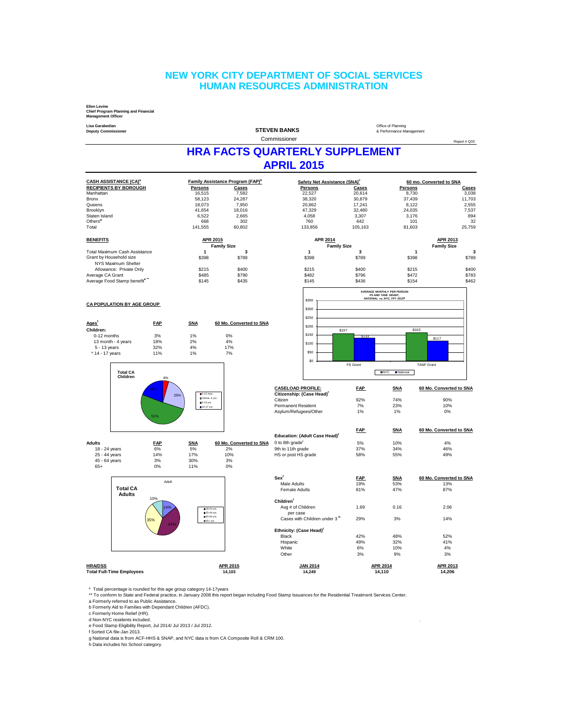# NEW YORK CITY DEPARTMENT OF SOCIAL SERVICES
# HUMAN RESOURCES ADMINISTRATION

**Ellen Levine**
**Chief Program Planning and Financial Management Officer**

**Lisa Garabedian**
**Deputy Commissioner**

**STEVEN BANKS**
Commissioner

Office of Planning
& Performance Management

Report # Q03

# HRA FACTS QUARTERLY SUPPLEMENT
# APRIL 2015

| CASH ASSISTANCE (CA)[a] RECIPIENTS BY BOROUGH | Family Assistance Program (FAP)[b] Persons | Cases | Safety Net Assistance (SNA)[c] Persons | Cases | 60 mo. Converted to SNA Persons | Cases |
|---|---|---|---|---|---|---|
| Manhattan | 16,515 | 7,582 | 22,527 | 20,614 | 8,730 | 3,038 |
| Bronx | 58,123 | 24,287 | 38,320 | 30,879 | 37,439 | 11,703 |
| Queens | 18,073 | 7,950 | 20,862 | 17,241 | 8,122 | 2,555 |
| Brooklyn | 41,654 | 18,016 | 47,329 | 32,480 | 24,035 | 7,537 |
| Staten Island | 6,522 | 2,665 | 4,058 | 3,307 | 3,176 | 894 |
| Others[d] | 668 | 302 | 760 | 642 | 101 | 32 |
| Total | 141,555 | 60,802 | 133,856 | 105,163 | 81,603 | 25,759 |

| BENEFITS | APR 2015 Family Size 1 | 3 | APR 2014 Family Size 1 | 3 | APR 2013 Family Size 1 | 3 |
|---|---|---|---|---|---|---|
| Total Maximum Cash Assistance Grant by Household size | $398 | $789 | $398 | $789 | $398 | $789 |
| NYS Maximum Shelter Allowance: Private Only | $215 | $400 | $215 | $400 | $215 | $400 |
| Average CA Grant | $485 | $790 | $482 | $796 | $472 | $783 |
| Average Food Stamp benefit[e **] | $145 | $435 | $145 | $436 | $154 | $462 |

AVERAGE MONTHLY PER PERSON FS AND TANF GRANT, NATIONAL vs. NYC, FFY 2013[g]

$350
$300
$250
$200
$150
$100
$50
$0

$157
$133
$163
$117

FS Grant
TANF Grant

NYC
National

## CA POPULATION BY AGE GROUP

| Ages[f] | FAP | SNA | 60 Mo. Converted to SNA |
|---|---|---|---|
| **Children:** | | | |
| 0-12 months | 3% | 1% | 0% |
| 13 month - 4 years | 18% | 2% | 4% |
| 5 - 13 years | 32% | 4% | 17% |
| * 14 - 17 years | 11% | 1% | 7% |

Total CA Children

4%
25%
51%
20%

0-12 mos.
13mos.-4 yrs.
5-13 yrs.
14-17 yrs.

| CASELOAD PROFILE: Citizenship: (Case Head)[f] | FAP | SNA | 60 Mo. Converted to SNA |
|---|---|---|---|
| Citizen | 92% | 74% | 90% |
| Permanent Resident | 7% | 23% | 10% |
| Asylum/Refugees/Other | 1% | 1% | 0% |

| Education: (Adult Case Head)[f] | FAP | SNA | 60 Mo. Converted to SNA |
|---|---|---|---|
| 0 to 8th grade[f] | 5% | 10% | 4% |
| 9th to 11th grade | 37% | 34% | 46% |
| HS or post HS grade | 58% | 55% | 49% |

| Adults | FAP | SNA | 60 Mo. Converted to SNA |
|---|---|---|---|
| 18 - 24 years | 6% | 5% | 2% |
| 25 - 44 years | 14% | 17% | 10% |
| 45 - 64 years | 3% | 30% | 3% |
| 65+ | 0% | 11% | 0% |

Adult

Total CA Adults

10%
14%
41%
35%

18-24 yrs.
25-44 yrs.
45-64 yrs.
65+ yrs.

| Sex[f] | FAP | SNA | 60 Mo. Converted to SNA |
|---|---|---|---|
| Male Adults | 19% | 53% | 13% |
| Female Adults | 81% | 47% | 87% |
| **Children[f]** | | | |
| Avg # of Children per case | 1.69 | 0.16 | 2.06 |
| Cases with Children under 3 [h] | 29% | 3% | 14% |
| **Ethnicity: (Case Head)[f]** | | | |
| Black | 42% | 48% | 52% |
| Hispanic | 49% | 32% | 41% |
| White | 6% | 10% | 4% |
| Other | 3% | 9% | 3% |

| HRA/DSS | APR 2015 | JAN 2014 | APR 2014 | APR 2013 |
|---|---|---|---|---|
| Total Full-Time Employees | 14,103 | 14,249 | 14,110 | 14,206 |

\* Total percentage is rounded for this age group category 14-17years

** To conform to State and Federal practice, in January 2008 this report began including Food Stamp Issuances for the Residential Treatment Services Center.

a Formerly referred to as Public Assistance.

b Formerly Aid to Families with Dependant Children (AFDC).

c Formerly Home Relief (HR).

d Non-NYC residents included.

e Food Stamp Eligibility Report, Jul 2014/ Jul 2013 / Jul 2012.

f Sorted CA file-Jan 2013.

g National data is from ACF-HHS & SNAP, and NYC data is from CA Composite Roll & CRM 100.

h Data includes No School category.